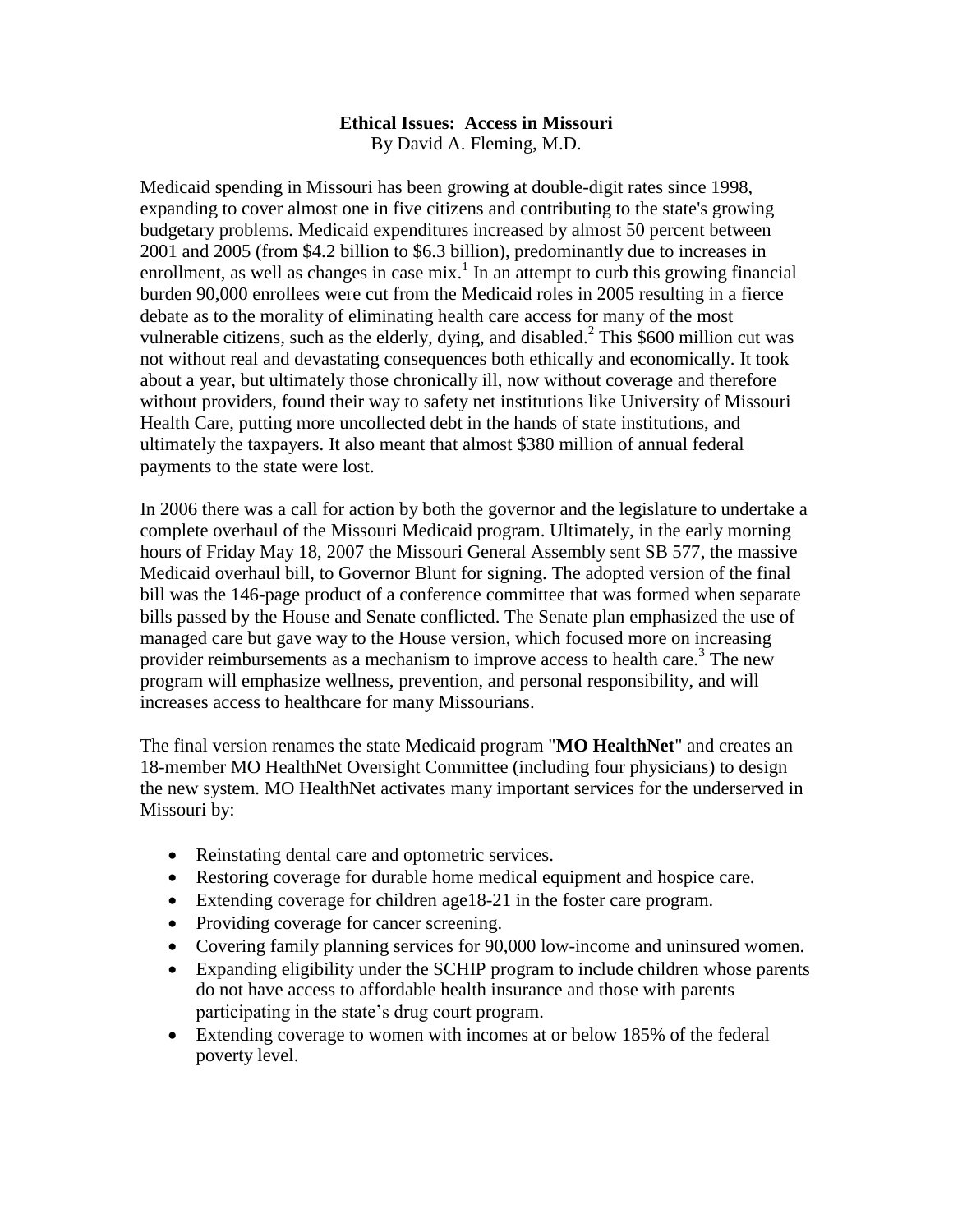# Ethical Issues: Access in Missouri

By David A. Fleming, M.D.

Medicaid spending in Missouri has been growing at double-digit rates since 1998, expanding to cover almost one in five citizens and contributing to the state's growing budgetary problems. Medicaid expenditures increased by almost 50 percent between 2001 and 2005 (from $4.2 billion to $6.3 billion), predominantly due to increases in enrollment, as well as changes in case mix.[1] In an attempt to curb this growing financial burden 90,000 enrollees were cut from the Medicaid roles in 2005 resulting in a fierce debate as to the morality of eliminating health care access for many of the most vulnerable citizens, such as the elderly, dying, and disabled.[2] This $600 million cut was not without real and devastating consequences both ethically and economically. It took about a year, but ultimately those chronically ill, now without coverage and therefore without providers, found their way to safety net institutions like University of Missouri Health Care, putting more uncollected debt in the hands of state institutions, and ultimately the taxpayers. It also meant that almost $380 million of annual federal payments to the state were lost.

In 2006 there was a call for action by both the governor and the legislature to undertake a complete overhaul of the Missouri Medicaid program. Ultimately, in the early morning hours of Friday May 18, 2007 the Missouri General Assembly sent SB 577, the massive Medicaid overhaul bill, to Governor Blunt for signing. The adopted version of the final bill was the 146-page product of a conference committee that was formed when separate bills passed by the House and Senate conflicted. The Senate plan emphasized the use of managed care but gave way to the House version, which focused more on increasing provider reimbursements as a mechanism to improve access to health care.[3] The new program will emphasize wellness, prevention, and personal responsibility, and will increases access to healthcare for many Missourians.

The final version renames the state Medicaid program "**MO HealthNet**" and creates an 18-member MO HealthNet Oversight Committee (including four physicians) to design the new system. MO HealthNet activates many important services for the underserved in Missouri by:

- Reinstating dental care and optometric services.
- Restoring coverage for durable home medical equipment and hospice care.
- Extending coverage for children age18-21 in the foster care program.
- Providing coverage for cancer screening.
- Covering family planning services for 90,000 low-income and uninsured women.
- Expanding eligibility under the SCHIP program to include children whose parents do not have access to affordable health insurance and those with parents participating in the state's drug court program.
- Extending coverage to women with incomes at or below 185% of the federal poverty level.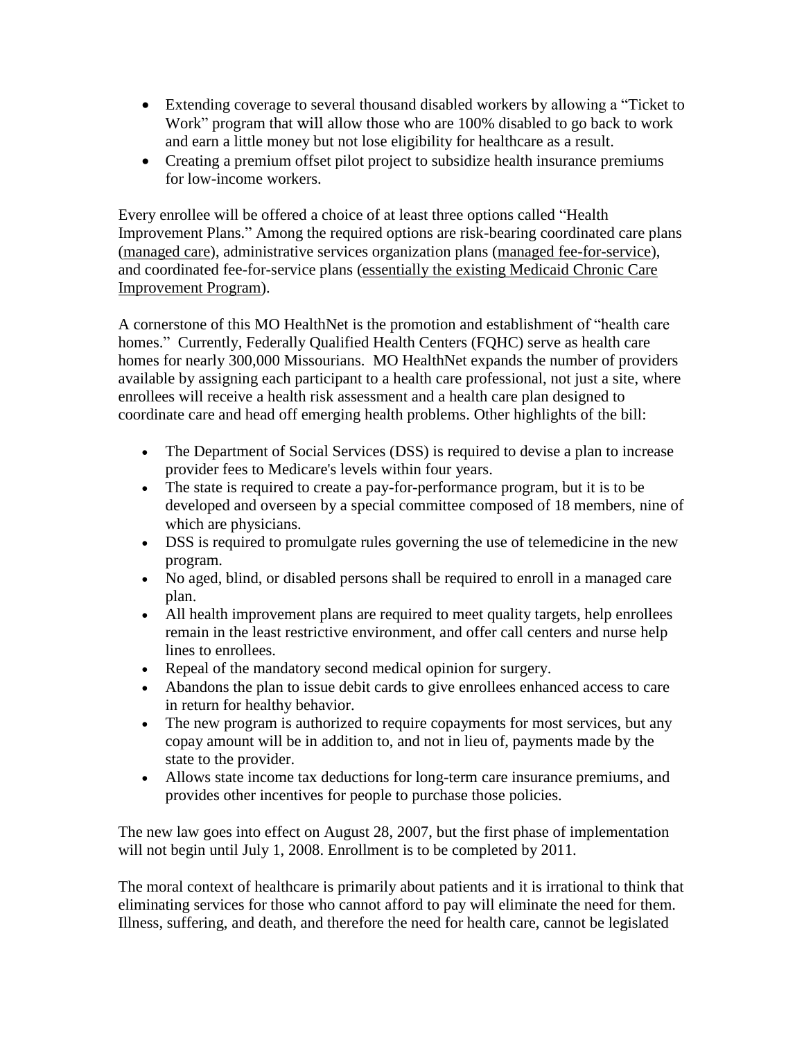- Extending coverage to several thousand disabled workers by allowing a "Ticket to Work" program that will allow those who are 100% disabled to go back to work and earn a little money but not lose eligibility for healthcare as a result.
- Creating a premium offset pilot project to subsidize health insurance premiums for low-income workers.

Every enrollee will be offered a choice of at least three options called "Health Improvement Plans." Among the required options are risk-bearing coordinated care plans (managed care), administrative services organization plans (managed fee-for-service), and coordinated fee-for-service plans (essentially the existing Medicaid Chronic Care Improvement Program).

A cornerstone of this MO HealthNet is the promotion and establishment of "health care homes." Currently, Federally Qualified Health Centers (FQHC) serve as health care homes for nearly 300,000 Missourians. MO HealthNet expands the number of providers available by assigning each participant to a health care professional, not just a site, where enrollees will receive a health risk assessment and a health care plan designed to coordinate care and head off emerging health problems. Other highlights of the bill:

- The Department of Social Services (DSS) is required to devise a plan to increase provider fees to Medicare's levels within four years.
- The state is required to create a pay-for-performance program, but it is to be developed and overseen by a special committee composed of 18 members, nine of which are physicians.
- DSS is required to promulgate rules governing the use of telemedicine in the new program.
- No aged, blind, or disabled persons shall be required to enroll in a managed care plan.
- All health improvement plans are required to meet quality targets, help enrollees remain in the least restrictive environment, and offer call centers and nurse help lines to enrollees.
- Repeal of the mandatory second medical opinion for surgery.
- Abandons the plan to issue debit cards to give enrollees enhanced access to care in return for healthy behavior.
- The new program is authorized to require copayments for most services, but any copay amount will be in addition to, and not in lieu of, payments made by the state to the provider.
- Allows state income tax deductions for long-term care insurance premiums, and provides other incentives for people to purchase those policies.

The new law goes into effect on August 28, 2007, but the first phase of implementation will not begin until July 1, 2008. Enrollment is to be completed by 2011.

The moral context of healthcare is primarily about patients and it is irrational to think that eliminating services for those who cannot afford to pay will eliminate the need for them. Illness, suffering, and death, and therefore the need for health care, cannot be legislated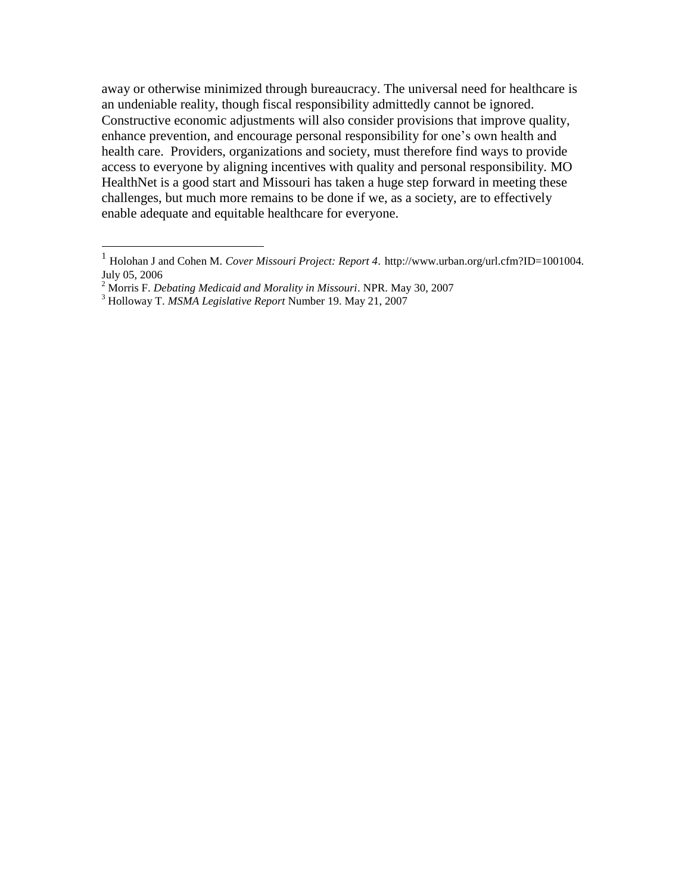away or otherwise minimized through bureaucracy. The universal need for healthcare is an undeniable reality, though fiscal responsibility admittedly cannot be ignored. Constructive economic adjustments will also consider provisions that improve quality, enhance prevention, and encourage personal responsibility for one's own health and health care. Providers, organizations and society, must therefore find ways to provide access to everyone by aligning incentives with quality and personal responsibility. MO HealthNet is a good start and Missouri has taken a huge step forward in meeting these challenges, but much more remains to be done if we, as a society, are to effectively enable adequate and equitable healthcare for everyone.

---

[1] Holohan J and Cohen M. *Cover Missouri Project: Report 4*. http://www.urban.org/url.cfm?ID=1001004. July 05, 2006

[2] Morris F. *Debating Medicaid and Morality in Missouri*. NPR. May 30, 2007

[3] Holloway T. *MSMA Legislative Report* Number 19. May 21, 2007